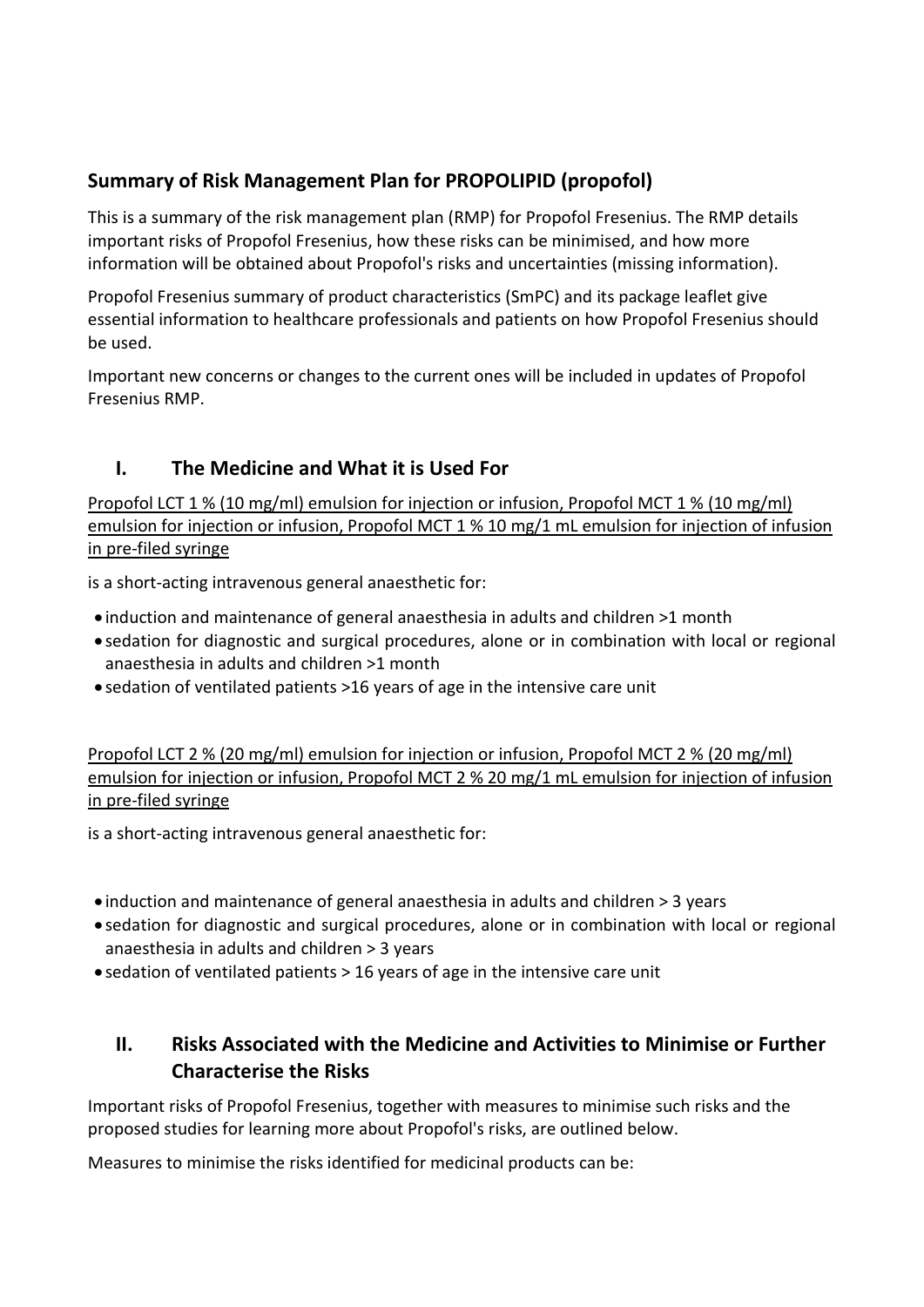## Summary of Risk Management Plan for PROPOLIPID (propofol)

This is a summary of the risk management plan (RMP) for Propofol Fresenius. The RMP details important risks of Propofol Fresenius, how these risks can be minimised, and how more information will be obtained about Propofol's risks and uncertainties (missing information).

Propofol Fresenius summary of product characteristics (SmPC) and its package leaflet give essential information to healthcare professionals and patients on how Propofol Fresenius should be used.

Important new concerns or changes to the current ones will be included in updates of Propofol Fresenius RMP.

## I. The Medicine and What it is Used For

Propofol LCT 1 % (10 mg/ml) emulsion for injection or infusion, Propofol MCT 1 % (10 mg/ml) emulsion for injection or infusion, Propofol MCT 1 % 10 mg/1 mL emulsion for injection of infusion in pre-filed syringe

is a short-acting intravenous general anaesthetic for:

- induction and maintenance of general anaesthesia in adults and children >1 month
- sedation for diagnostic and surgical procedures, alone or in combination with local or regional anaesthesia in adults and children >1 month
- sedation of ventilated patients >16 years of age in the intensive care unit

Propofol LCT 2 % (20 mg/ml) emulsion for injection or infusion, Propofol MCT 2 % (20 mg/ml) emulsion for injection or infusion, Propofol MCT 2 % 20 mg/1 mL emulsion for injection of infusion in pre-filed syringe

is a short-acting intravenous general anaesthetic for:

- induction and maintenance of general anaesthesia in adults and children > 3 years
- sedation for diagnostic and surgical procedures, alone or in combination with local or regional anaesthesia in adults and children > 3 years
- sedation of ventilated patients > 16 years of age in the intensive care unit

## II. Risks Associated with the Medicine and Activities to Minimise or Further Characterise the Risks

Important risks of Propofol Fresenius, together with measures to minimise such risks and the proposed studies for learning more about Propofol's risks, are outlined below.

Measures to minimise the risks identified for medicinal products can be: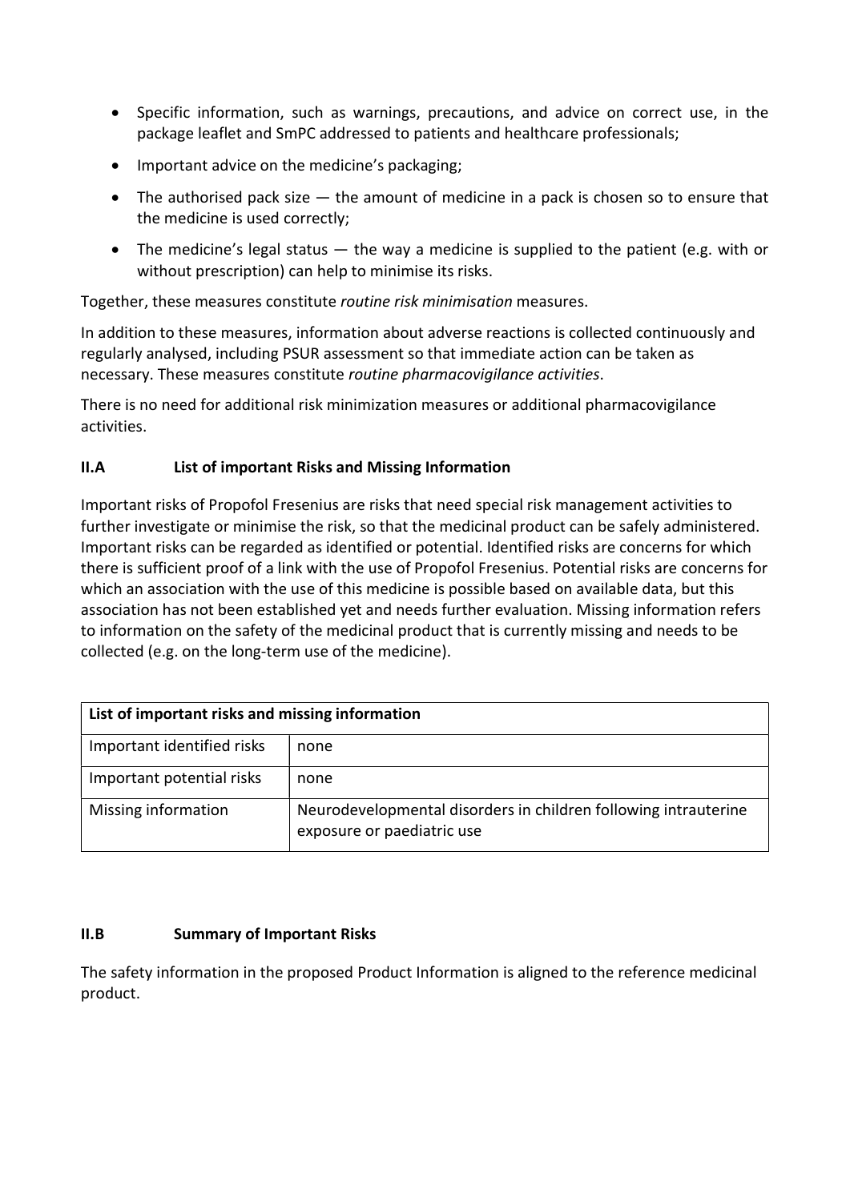- Specific information, such as warnings, precautions, and advice on correct use, in the package leaflet and SmPC addressed to patients and healthcare professionals;
- Important advice on the medicine's packaging;
- The authorised pack size — the amount of medicine in a pack is chosen so to ensure that the medicine is used correctly;
- The medicine's legal status — the way a medicine is supplied to the patient (e.g. with or without prescription) can help to minimise its risks.

Together, these measures constitute *routine risk minimisation* measures.

In addition to these measures, information about adverse reactions is collected continuously and regularly analysed, including PSUR assessment so that immediate action can be taken as necessary. These measures constitute *routine pharmacovigilance activities*.

There is no need for additional risk minimization measures or additional pharmacovigilance activities.

### II.A List of important Risks and Missing Information

Important risks of Propofol Fresenius are risks that need special risk management activities to further investigate or minimise the risk, so that the medicinal product can be safely administered. Important risks can be regarded as identified or potential. Identified risks are concerns for which there is sufficient proof of a link with the use of Propofol Fresenius. Potential risks are concerns for which an association with the use of this medicine is possible based on available data, but this association has not been established yet and needs further evaluation. Missing information refers to information on the safety of the medicinal product that is currently missing and needs to be collected (e.g. on the long-term use of the medicine).

| **List of important risks and missing information** | |
|---|---|
| Important identified risks | none |
| Important potential risks | none |
| Missing information | Neurodevelopmental disorders in children following intrauterine exposure or paediatric use |

### II.B Summary of Important Risks

The safety information in the proposed Product Information is aligned to the reference medicinal product.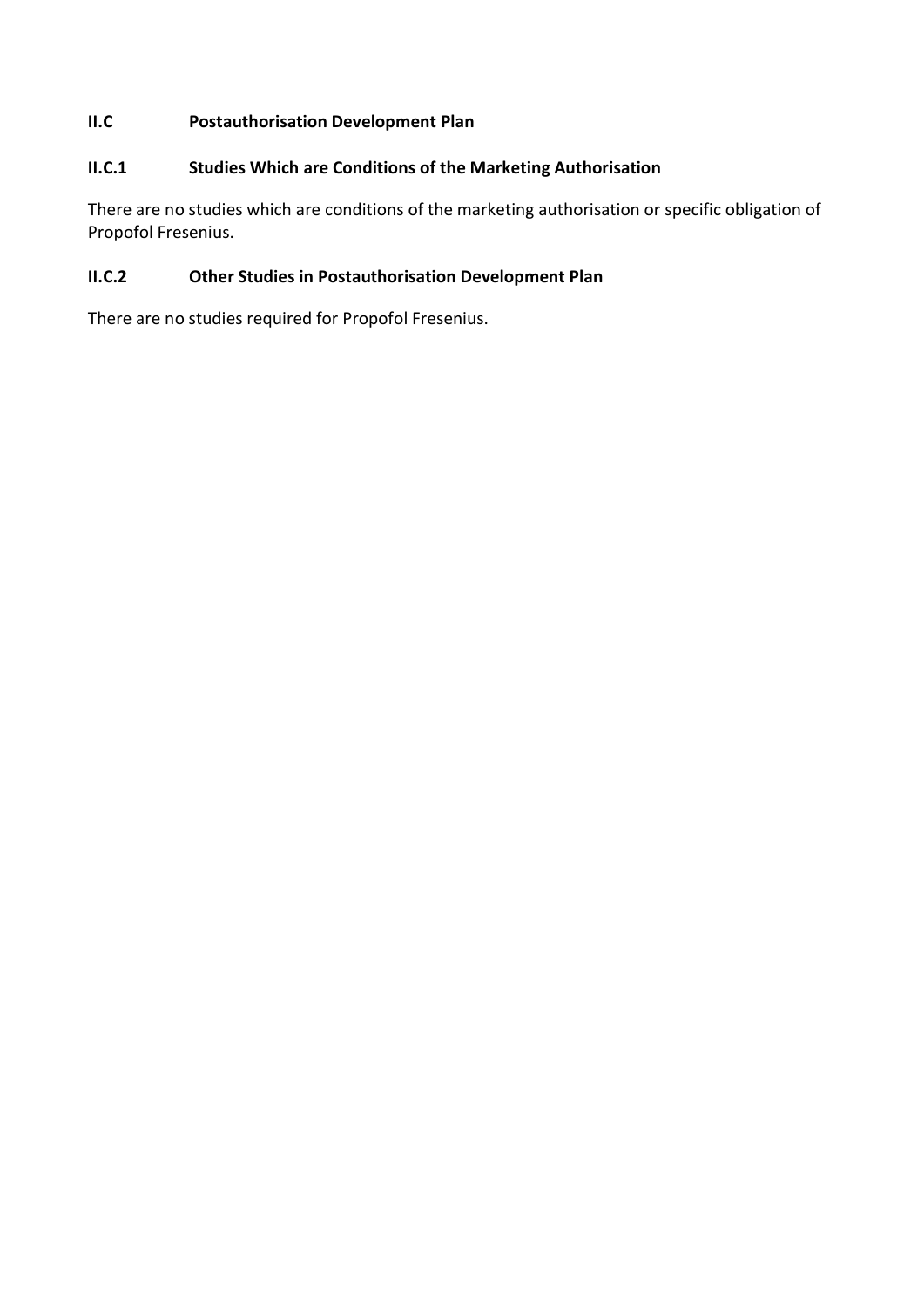## II.C Postauthorisation Development Plan

### II.C.1 Studies Which are Conditions of the Marketing Authorisation

There are no studies which are conditions of the marketing authorisation or specific obligation of Propofol Fresenius.

### II.C.2 Other Studies in Postauthorisation Development Plan

There are no studies required for Propofol Fresenius.